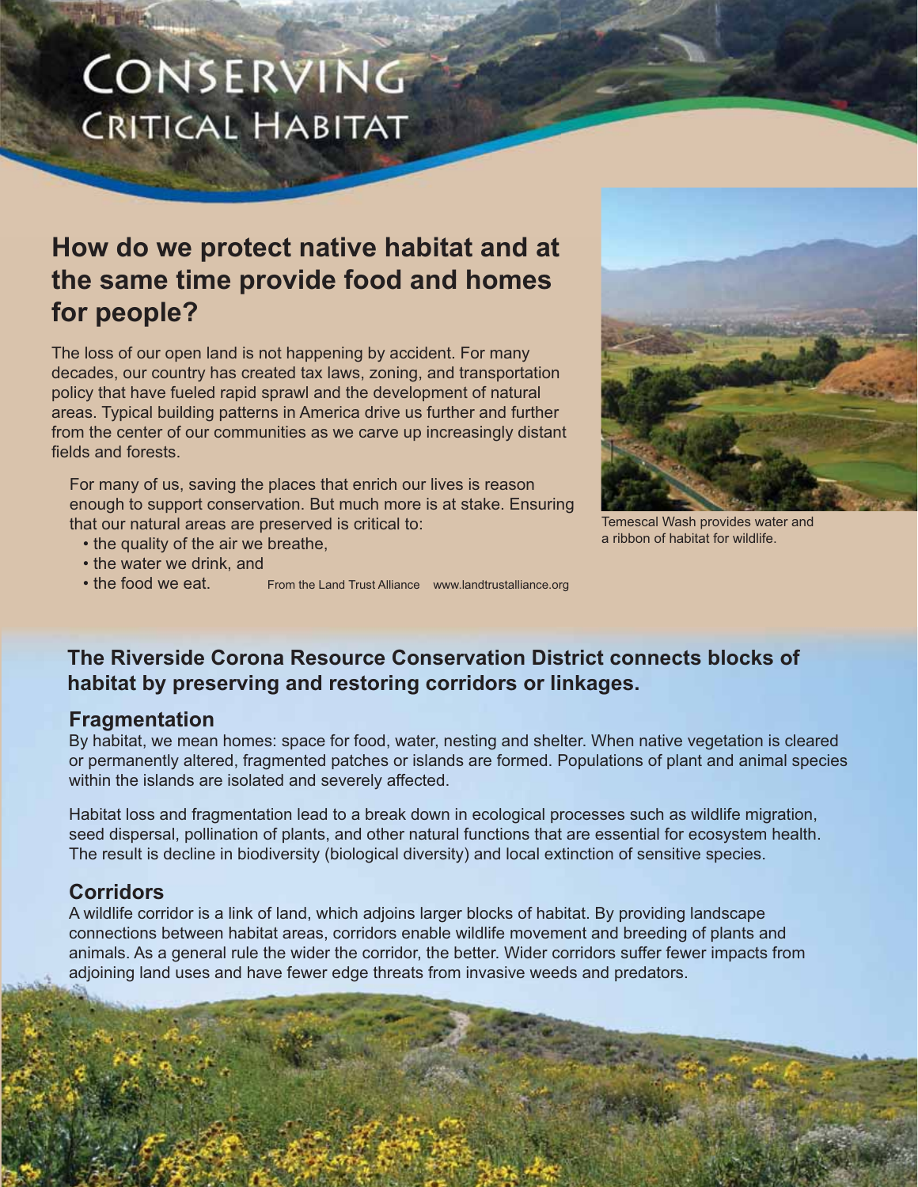# Conserving Critical Habitat

## How do we protect native habitat and at the same time provide food and homes for people?

The loss of our open land is not happening by accident. For many decades, our country has created tax laws, zoning, and transportation policy that have fueled rapid sprawl and the development of natural areas. Typical building patterns in America drive us further and further from the center of our communities as we carve up increasingly distant fields and forests.

For many of us, saving the places that enrich our lives is reason enough to support conservation. But much more is at stake. Ensuring that our natural areas are preserved is critical to:

- the quality of the air we breathe,
- the water we drink, and
- the food we eat.

From the Land Trust Alliance www.landtrustalliance.org

Temescal Wash provides water and a ribbon of habitat for wildlife.

### The Riverside Corona Resource Conservation District connects blocks of habitat by preserving and restoring corridors or linkages.

### Fragmentation

By habitat, we mean homes: space for food, water, nesting and shelter. When native vegetation is cleared or permanently altered, fragmented patches or islands are formed. Populations of plant and animal species within the islands are isolated and severely affected.

Habitat loss and fragmentation lead to a break down in ecological processes such as wildlife migration, seed dispersal, pollination of plants, and other natural functions that are essential for ecosystem health. The result is decline in biodiversity (biological diversity) and local extinction of sensitive species.

### Corridors

A wildlife corridor is a link of land, which adjoins larger blocks of habitat. By providing landscape connections between habitat areas, corridors enable wildlife movement and breeding of plants and animals. As a general rule the wider the corridor, the better. Wider corridors suffer fewer impacts from adjoining land uses and have fewer edge threats from invasive weeds and predators.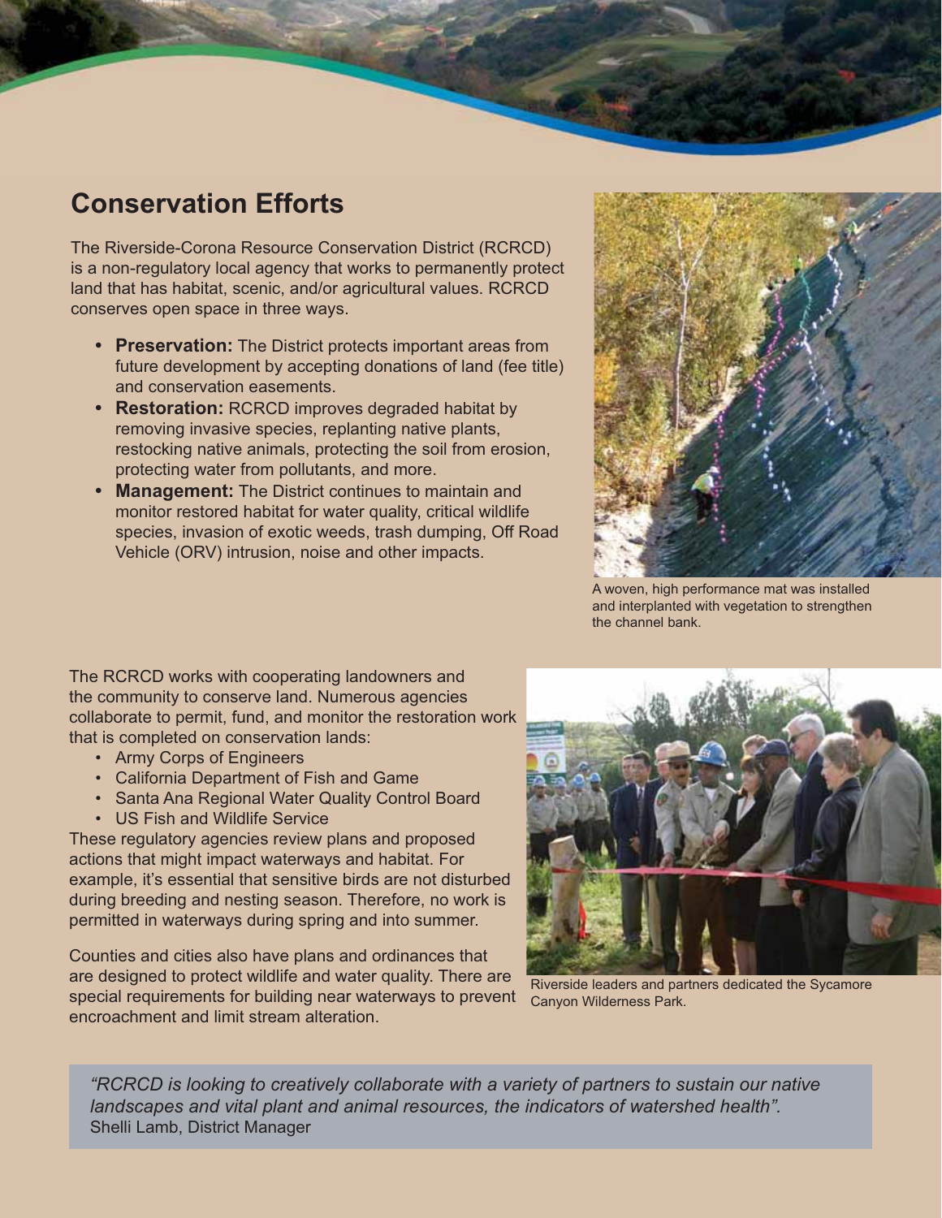## Conservation Efforts

The Riverside-Corona Resource Conservation District (RCRCD) is a non-regulatory local agency that works to permanently protect land that has habitat, scenic, and/or agricultural values. RCRCD conserves open space in three ways.

- **Preservation:** The District protects important areas from future development by accepting donations of land (fee title) and conservation easements.
- **Restoration:** RCRCD improves degraded habitat by removing invasive species, replanting native plants, restocking native animals, protecting the soil from erosion, protecting water from pollutants, and more.
- **Management:** The District continues to maintain and monitor restored habitat for water quality, critical wildlife species, invasion of exotic weeds, trash dumping, Off Road Vehicle (ORV) intrusion, noise and other impacts.

A woven, high performance mat was installed and interplanted with vegetation to strengthen the channel bank.

The RCRCD works with cooperating landowners and the community to conserve land. Numerous agencies collaborate to permit, fund, and monitor the restoration work that is completed on conservation lands:

- Army Corps of Engineers
- California Department of Fish and Game
- Santa Ana Regional Water Quality Control Board
- US Fish and Wildlife Service

These regulatory agencies review plans and proposed actions that might impact waterways and habitat. For example, it's essential that sensitive birds are not disturbed during breeding and nesting season. Therefore, no work is permitted in waterways during spring and into summer.

Counties and cities also have plans and ordinances that are designed to protect wildlife and water quality. There are special requirements for building near waterways to prevent encroachment and limit stream alteration.

Riverside leaders and partners dedicated the Sycamore Canyon Wilderness Park.

*"RCRCD is looking to creatively collaborate with a variety of partners to sustain our native landscapes and vital plant and animal resources, the indicators of watershed health".*
Shelli Lamb, District Manager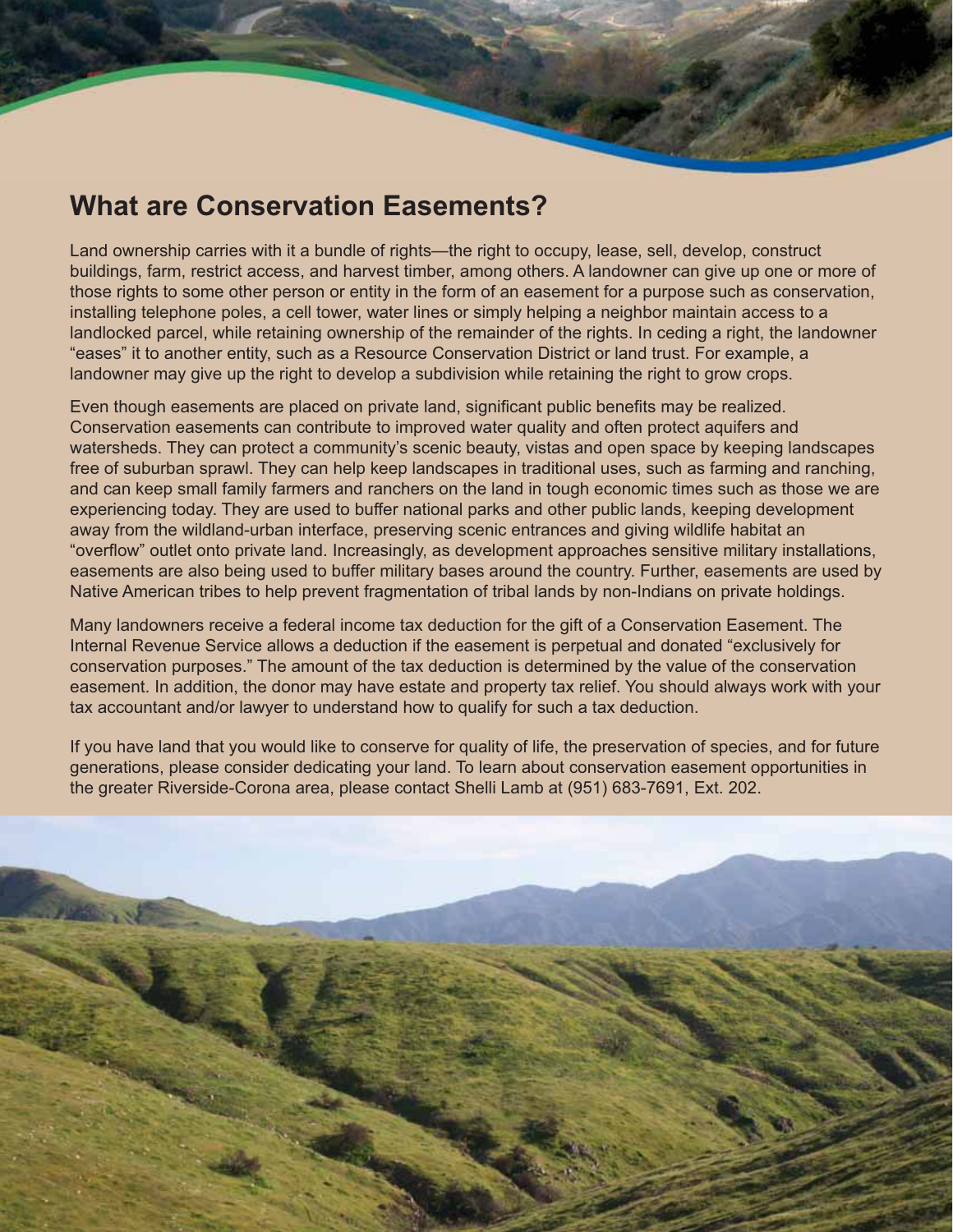## What are Conservation Easements?

Land ownership carries with it a bundle of rights—the right to occupy, lease, sell, develop, construct buildings, farm, restrict access, and harvest timber, among others. A landowner can give up one or more of those rights to some other person or entity in the form of an easement for a purpose such as conservation, installing telephone poles, a cell tower, water lines or simply helping a neighbor maintain access to a landlocked parcel, while retaining ownership of the remainder of the rights. In ceding a right, the landowner "eases" it to another entity, such as a Resource Conservation District or land trust. For example, a landowner may give up the right to develop a subdivision while retaining the right to grow crops.

Even though easements are placed on private land, significant public benefits may be realized. Conservation easements can contribute to improved water quality and often protect aquifers and watersheds. They can protect a community's scenic beauty, vistas and open space by keeping landscapes free of suburban sprawl. They can help keep landscapes in traditional uses, such as farming and ranching, and can keep small family farmers and ranchers on the land in tough economic times such as those we are experiencing today. They are used to buffer national parks and other public lands, keeping development away from the wildland-urban interface, preserving scenic entrances and giving wildlife habitat an "overflow" outlet onto private land. Increasingly, as development approaches sensitive military installations, easements are also being used to buffer military bases around the country. Further, easements are used by Native American tribes to help prevent fragmentation of tribal lands by non-Indians on private holdings.

Many landowners receive a federal income tax deduction for the gift of a Conservation Easement. The Internal Revenue Service allows a deduction if the easement is perpetual and donated "exclusively for conservation purposes." The amount of the tax deduction is determined by the value of the conservation easement. In addition, the donor may have estate and property tax relief. You should always work with your tax accountant and/or lawyer to understand how to qualify for such a tax deduction.

If you have land that you would like to conserve for quality of life, the preservation of species, and for future generations, please consider dedicating your land. To learn about conservation easement opportunities in the greater Riverside-Corona area, please contact Shelli Lamb at (951) 683-7691, Ext. 202.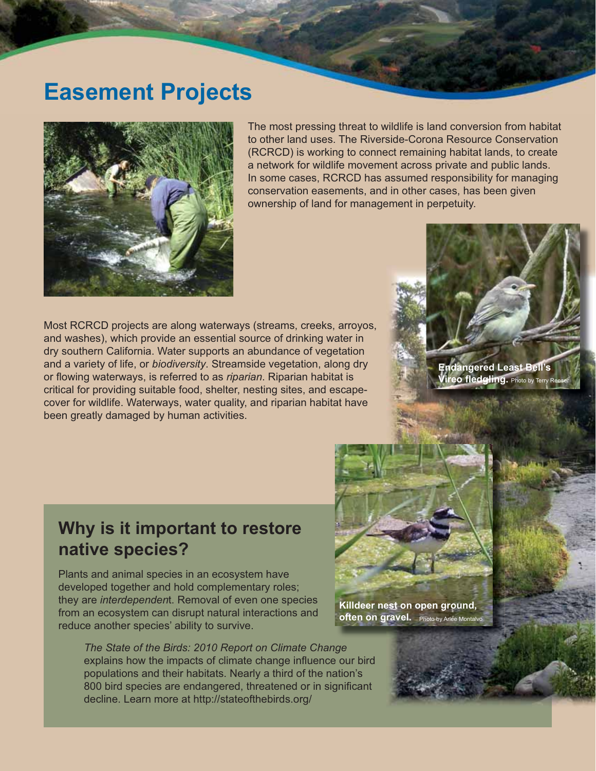# Easement Projects

The most pressing threat to wildlife is land conversion from habitat to other land uses. The Riverside-Corona Resource Conservation (RCRCD) is working to connect remaining habitat lands, to create a network for wildlife movement across private and public lands. In some cases, RCRCD has assumed responsibility for managing conservation easements, and in other cases, has been given ownership of land for management in perpetuity.

Most RCRCD projects are along waterways (streams, creeks, arroyos, and washes), which provide an essential source of drinking water in dry southern California. Water supports an abundance of vegetation and a variety of life, or *biodiversity*. Streamside vegetation, along dry or flowing waterways, is referred to as *riparian*. Riparian habitat is critical for providing suitable food, shelter, nesting sites, and escape-cover for wildlife. Waterways, water quality, and riparian habitat have been greatly damaged by human activities.

**Endangered Least Bell's Vireo fledgling.** Photo by Terry Reeser

**Killdeer nest on open ground, often on gravel.** Photo by Arlee Montalvo

## Why is it important to restore native species?

Plants and animal species in an ecosystem have developed together and hold complementary roles; they are *interdependen*t. Removal of even one species from an ecosystem can disrupt natural interactions and reduce another species' ability to survive.

*The State of the Birds: 2010 Report on Climate Change* explains how the impacts of climate change influence our bird populations and their habitats. Nearly a third of the nation's 800 bird species are endangered, threatened or in significant decline. Learn more at http://stateofthebirds.org/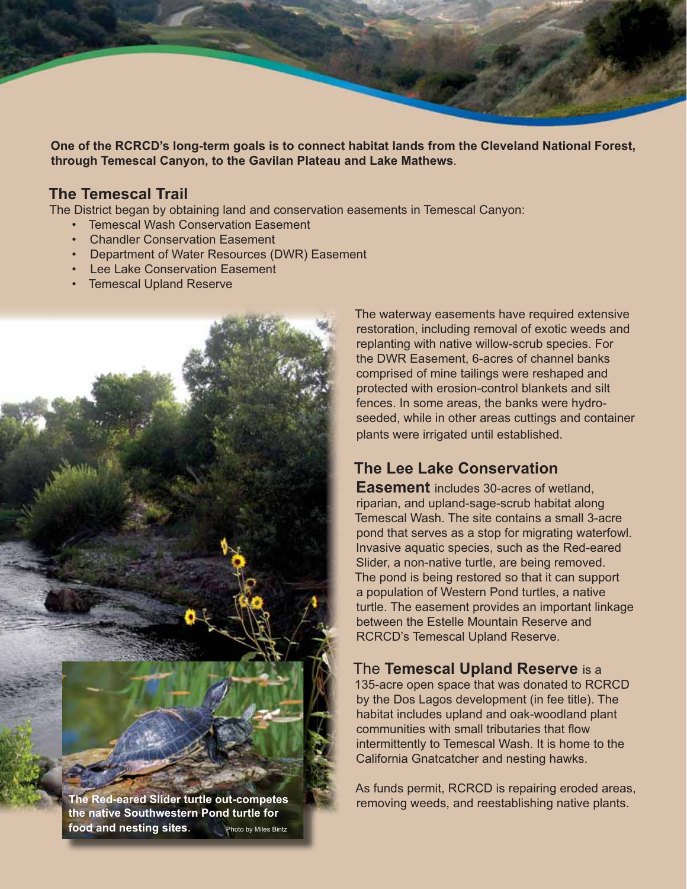**One of the RCRCD's long-term goals is to connect habitat lands from the Cleveland National Forest, through Temescal Canyon, to the Gavilan Plateau and Lake Mathews**.

## The Temescal Trail

The District began by obtaining land and conservation easements in Temescal Canyon:

- Temescal Wash Conservation Easement
- Chandler Conservation Easement
- Department of Water Resources (DWR) Easement
- Lee Lake Conservation Easement
- Temescal Upland Reserve

The waterway easements have required extensive restoration, including removal of exotic weeds and replanting with native willow-scrub species. For the DWR Easement, 6-acres of channel banks comprised of mine tailings were reshaped and protected with erosion-control blankets and silt fences. In some areas, the banks were hydro-seeded, while in other areas cuttings and container plants were irrigated until established.

**The Lee Lake Conservation Easement** includes 30-acres of wetland, riparian, and upland-sage-scrub habitat along Temescal Wash. The site contains a small 3-acre pond that serves as a stop for migrating waterfowl. Invasive aquatic species, such as the Red-eared Slider, a non-native turtle, are being removed. The pond is being restored so that it can support a population of Western Pond turtles, a native turtle. The easement provides an important linkage between the Estelle Mountain Reserve and RCRCD's Temescal Upland Reserve.

The **Temescal Upland Reserve** is a 135-acre open space that was donated to RCRCD by the Dos Lagos development (in fee title). The habitat includes upland and oak-woodland plant communities with small tributaries that flow intermittently to Temescal Wash. It is home to the California Gnatcatcher and nesting hawks.

As funds permit, RCRCD is repairing eroded areas, removing weeds, and reestablishing native plants.

**The Red-eared Slider turtle out-competes the native Southwestern Pond turtle for food and nesting sites.** Photo by Miles Bintz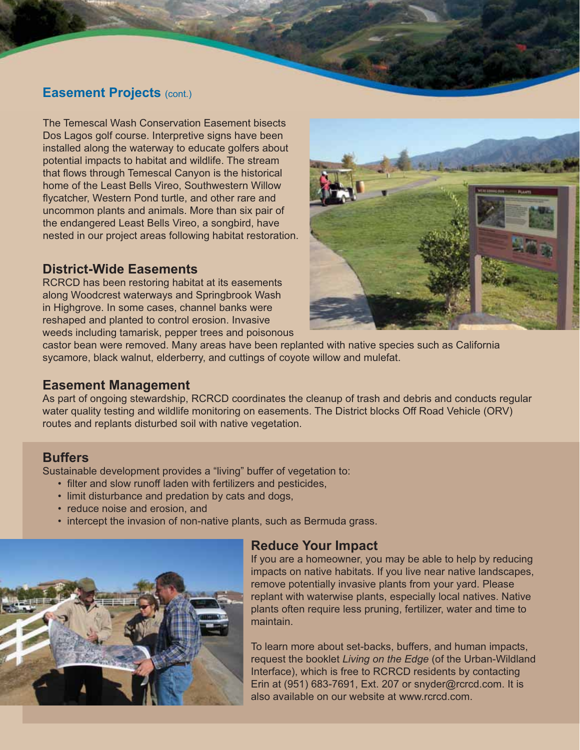## Easement Projects (cont.)

The Temescal Wash Conservation Easement bisects Dos Lagos golf course. Interpretive signs have been installed along the waterway to educate golfers about potential impacts to habitat and wildlife. The stream that flows through Temescal Canyon is the historical home of the Least Bells Vireo, Southwestern Willow flycatcher, Western Pond turtle, and other rare and uncommon plants and animals. More than six pair of the endangered Least Bells Vireo, a songbird, have nested in our project areas following habitat restoration.

### District-Wide Easements

RCRCD has been restoring habitat at its easements along Woodcrest waterways and Springbrook Wash in Highgrove. In some cases, channel banks were reshaped and planted to control erosion. Invasive weeds including tamarisk, pepper trees and poisonous castor bean were removed. Many areas have been replanted with native species such as California sycamore, black walnut, elderberry, and cuttings of coyote willow and mulefat.

### Easement Management

As part of ongoing stewardship, RCRCD coordinates the cleanup of trash and debris and conducts regular water quality testing and wildlife monitoring on easements. The District blocks Off Road Vehicle (ORV) routes and replants disturbed soil with native vegetation.

### Buffers

Sustainable development provides a "living" buffer of vegetation to:

- filter and slow runoff laden with fertilizers and pesticides,
- limit disturbance and predation by cats and dogs,
- reduce noise and erosion, and
- intercept the invasion of non-native plants, such as Bermuda grass.

### Reduce Your Impact

If you are a homeowner, you may be able to help by reducing impacts on native habitats. If you live near native landscapes, remove potentially invasive plants from your yard. Please replant with waterwise plants, especially local natives. Native plants often require less pruning, fertilizer, water and time to maintain.

To learn more about set-backs, buffers, and human impacts, request the booklet *Living on the Edge* (of the Urban-Wildland Interface), which is free to RCRCD residents by contacting Erin at (951) 683-7691, Ext. 207 or snyder@rcrcd.com. It is also available on our website at www.rcrcd.com.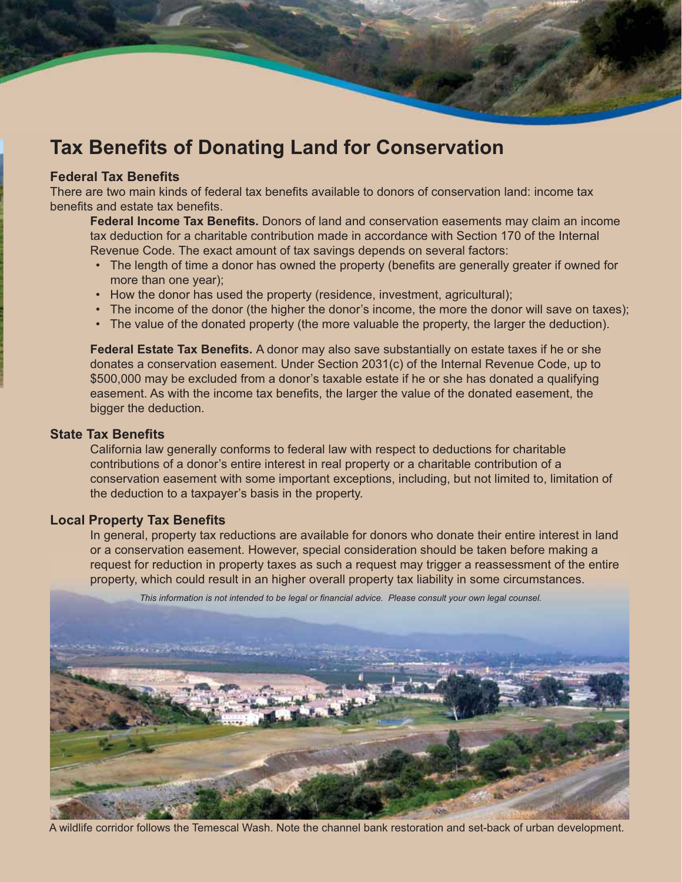# Tax Benefits of Donating Land for Conservation

## Federal Tax Benefits

There are two main kinds of federal tax benefits available to donors of conservation land: income tax benefits and estate tax benefits.

**Federal Income Tax Benefits.** Donors of land and conservation easements may claim an income tax deduction for a charitable contribution made in accordance with Section 170 of the Internal Revenue Code. The exact amount of tax savings depends on several factors:

- The length of time a donor has owned the property (benefits are generally greater if owned for more than one year);
- How the donor has used the property (residence, investment, agricultural);
- The income of the donor (the higher the donor's income, the more the donor will save on taxes);
- The value of the donated property (the more valuable the property, the larger the deduction).

**Federal Estate Tax Benefits.** A donor may also save substantially on estate taxes if he or she donates a conservation easement. Under Section 2031(c) of the Internal Revenue Code, up to $500,000 may be excluded from a donor's taxable estate if he or she has donated a qualifying easement. As with the income tax benefits, the larger the value of the donated easement, the bigger the deduction.

## State Tax Benefits

California law generally conforms to federal law with respect to deductions for charitable contributions of a donor's entire interest in real property or a charitable contribution of a conservation easement with some important exceptions, including, but not limited to, limitation of the deduction to a taxpayer's basis in the property.

## Local Property Tax Benefits

In general, property tax reductions are available for donors who donate their entire interest in land or a conservation easement. However, special consideration should be taken before making a request for reduction in property taxes as such a request may trigger a reassessment of the entire property, which could result in an higher overall property tax liability in some circumstances.

*This information is not intended to be legal or financial advice. Please consult your own legal counsel.*

A wildlife corridor follows the Temescal Wash. Note the channel bank restoration and set-back of urban development.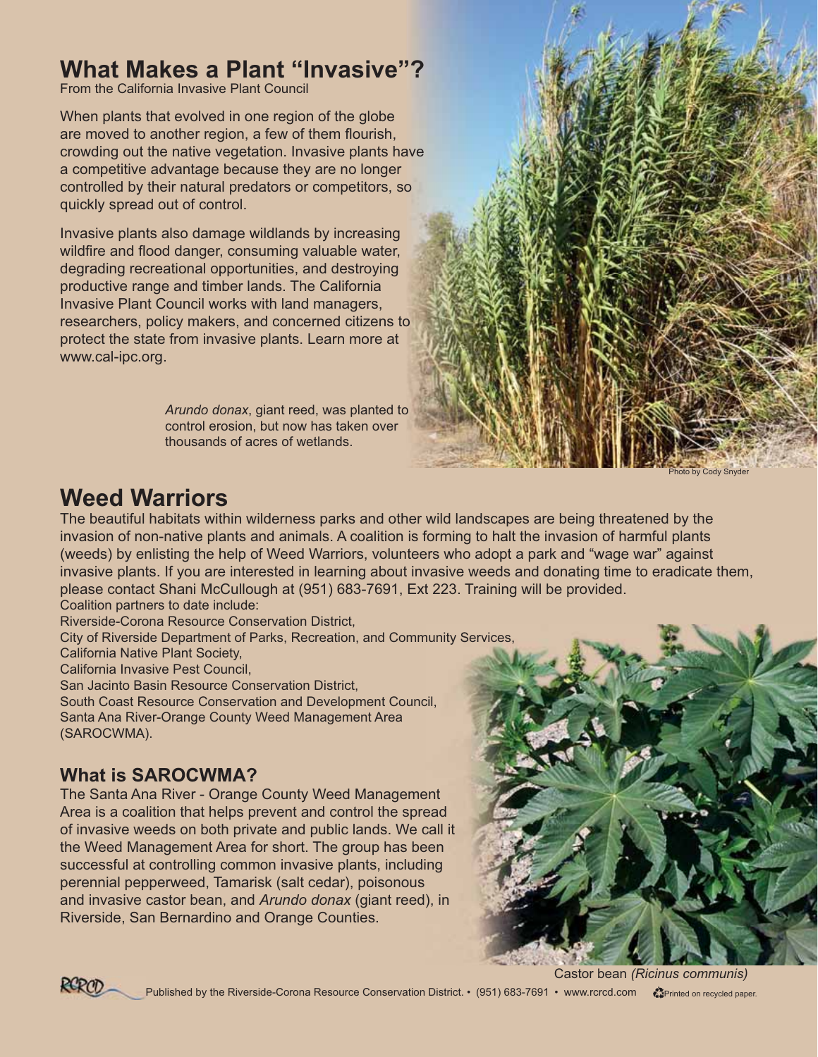# What Makes a Plant "Invasive"?

From the California Invasive Plant Council

When plants that evolved in one region of the globe are moved to another region, a few of them flourish, crowding out the native vegetation. Invasive plants have a competitive advantage because they are no longer controlled by their natural predators or competitors, so quickly spread out of control.

Invasive plants also damage wildlands by increasing wildfire and flood danger, consuming valuable water, degrading recreational opportunities, and destroying productive range and timber lands. The California Invasive Plant Council works with land managers, researchers, policy makers, and concerned citizens to protect the state from invasive plants. Learn more at www.cal-ipc.org.

*Arundo donax*, giant reed, was planted to control erosion, but now has taken over thousands of acres of wetlands.

Photo by Cody Snyder

# Weed Warriors

The beautiful habitats within wilderness parks and other wild landscapes are being threatened by the invasion of non-native plants and animals. A coalition is forming to halt the invasion of harmful plants (weeds) by enlisting the help of Weed Warriors, volunteers who adopt a park and "wage war" against invasive plants. If you are interested in learning about invasive weeds and donating time to eradicate them, please contact Shani McCullough at (951) 683-7691, Ext 223. Training will be provided.

Coalition partners to date include:

Riverside-Corona Resource Conservation District,
City of Riverside Department of Parks, Recreation, and Community Services,
California Native Plant Society,
California Invasive Pest Council,
San Jacinto Basin Resource Conservation District,
South Coast Resource Conservation and Development Council,
Santa Ana River-Orange County Weed Management Area (SAROCWMA).

## What is SAROCWMA?

The Santa Ana River - Orange County Weed Management Area is a coalition that helps prevent and control the spread of invasive weeds on both private and public lands. We call it the Weed Management Area for short. The group has been successful at controlling common invasive plants, including perennial pepperweed, Tamarisk (salt cedar), poisonous and invasive castor bean, and *Arundo donax* (giant reed), in Riverside, San Bernardino and Orange Counties.

Castor bean *(Ricinus communis)*

Published by the Riverside-Corona Resource Conservation District. • (951) 683-7691 • www.rcrcd.com Printed on recycled paper.